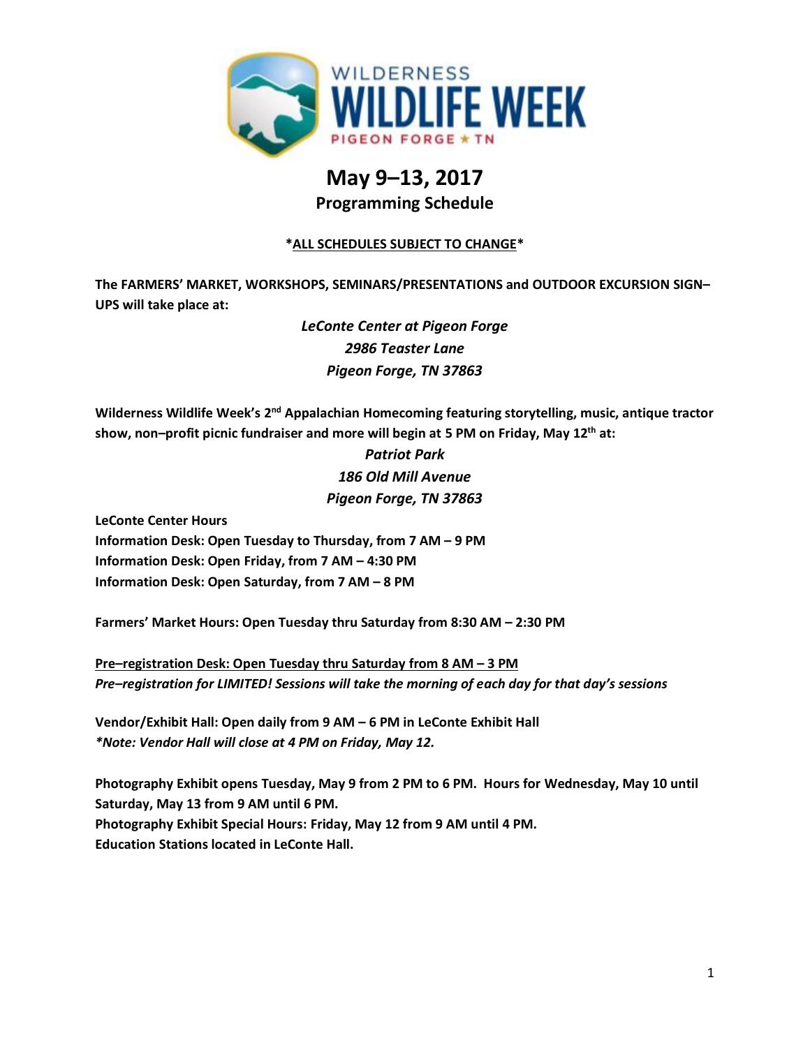# May 9–13, 2017

## Programming Schedule

**\*<u>ALL SCHEDULES SUBJECT TO CHANGE</u>\***

**The FARMERS' MARKET, WORKSHOPS, SEMINARS/PRESENTATIONS and OUTDOOR EXCURSION SIGN–UPS will take place at:**

***LeConte Center at Pigeon Forge***
***2986 Teaster Lane***
***Pigeon Forge, TN 37863***

**Wilderness Wildlife Week's 2nd Appalachian Homecoming featuring storytelling, music, antique tractor show, non–profit picnic fundraiser and more will begin at 5 PM on Friday, May 12th at:**

***Patriot Park***
***186 Old Mill Avenue***
***Pigeon Forge, TN 37863***

**LeConte Center Hours**
**Information Desk: Open Tuesday to Thursday, from 7 AM – 9 PM**
**Information Desk: Open Friday, from 7 AM – 4:30 PM**
**Information Desk: Open Saturday, from 7 AM – 8 PM**

**Farmers' Market Hours: Open Tuesday thru Saturday from 8:30 AM – 2:30 PM**

**<u>Pre–registration Desk: Open Tuesday thru Saturday from 8 AM – 3 PM</u>**
***Pre–registration for LIMITED! Sessions will take the morning of each day for that day's sessions***

**Vendor/Exhibit Hall: Open daily from 9 AM – 6 PM in LeConte Exhibit Hall**
***\*Note: Vendor Hall will close at 4 PM on Friday, May 12.***

**Photography Exhibit opens Tuesday, May 9 from 2 PM to 6 PM. Hours for Wednesday, May 10 until Saturday, May 13 from 9 AM until 6 PM.**
**Photography Exhibit Special Hours: Friday, May 12 from 9 AM until 4 PM.**
**Education Stations located in LeConte Hall.**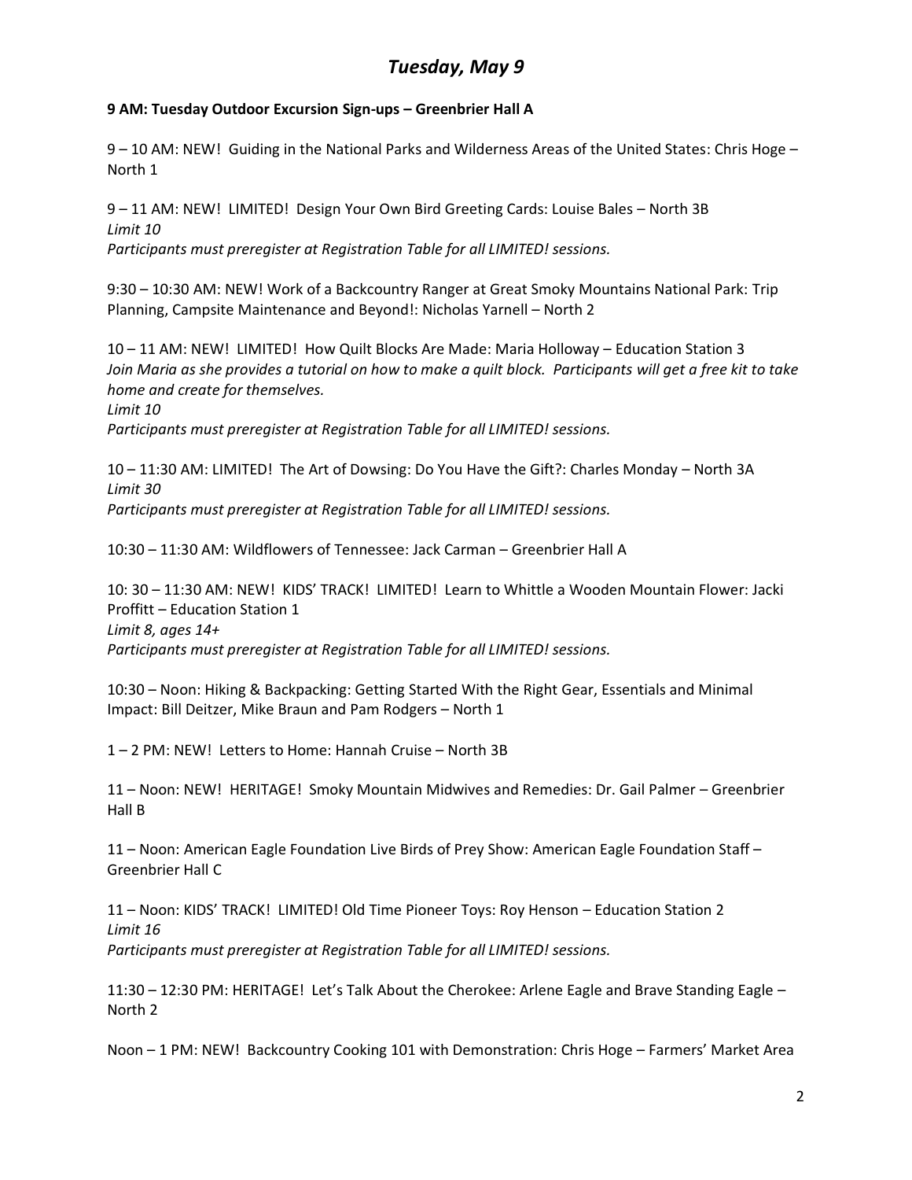# *Tuesday, May 9*

**9 AM: Tuesday Outdoor Excursion Sign-ups – Greenbrier Hall A**

9 – 10 AM: NEW! Guiding in the National Parks and Wilderness Areas of the United States: Chris Hoge – North 1

9 – 11 AM: NEW! LIMITED! Design Your Own Bird Greeting Cards: Louise Bales – North 3B
*Limit 10*
*Participants must preregister at Registration Table for all LIMITED! sessions.*

9:30 – 10:30 AM: NEW! Work of a Backcountry Ranger at Great Smoky Mountains National Park: Trip Planning, Campsite Maintenance and Beyond!: Nicholas Yarnell – North 2

10 – 11 AM: NEW! LIMITED! How Quilt Blocks Are Made: Maria Holloway – Education Station 3
*Join Maria as she provides a tutorial on how to make a quilt block. Participants will get a free kit to take home and create for themselves.*
*Limit 10*
*Participants must preregister at Registration Table for all LIMITED! sessions.*

10 – 11:30 AM: LIMITED! The Art of Dowsing: Do You Have the Gift?: Charles Monday – North 3A
*Limit 30*
*Participants must preregister at Registration Table for all LIMITED! sessions.*

10:30 – 11:30 AM: Wildflowers of Tennessee: Jack Carman – Greenbrier Hall A

10: 30 – 11:30 AM: NEW! KIDS' TRACK! LIMITED! Learn to Whittle a Wooden Mountain Flower: Jacki Proffitt – Education Station 1
*Limit 8, ages 14+*
*Participants must preregister at Registration Table for all LIMITED! sessions.*

10:30 – Noon: Hiking & Backpacking: Getting Started With the Right Gear, Essentials and Minimal Impact: Bill Deitzer, Mike Braun and Pam Rodgers – North 1

1 – 2 PM: NEW! Letters to Home: Hannah Cruise – North 3B

11 – Noon: NEW! HERITAGE! Smoky Mountain Midwives and Remedies: Dr. Gail Palmer – Greenbrier Hall B

11 – Noon: American Eagle Foundation Live Birds of Prey Show: American Eagle Foundation Staff – Greenbrier Hall C

11 – Noon: KIDS' TRACK! LIMITED! Old Time Pioneer Toys: Roy Henson – Education Station 2
*Limit 16*
*Participants must preregister at Registration Table for all LIMITED! sessions.*

11:30 – 12:30 PM: HERITAGE! Let's Talk About the Cherokee: Arlene Eagle and Brave Standing Eagle – North 2

Noon – 1 PM: NEW! Backcountry Cooking 101 with Demonstration: Chris Hoge – Farmers' Market Area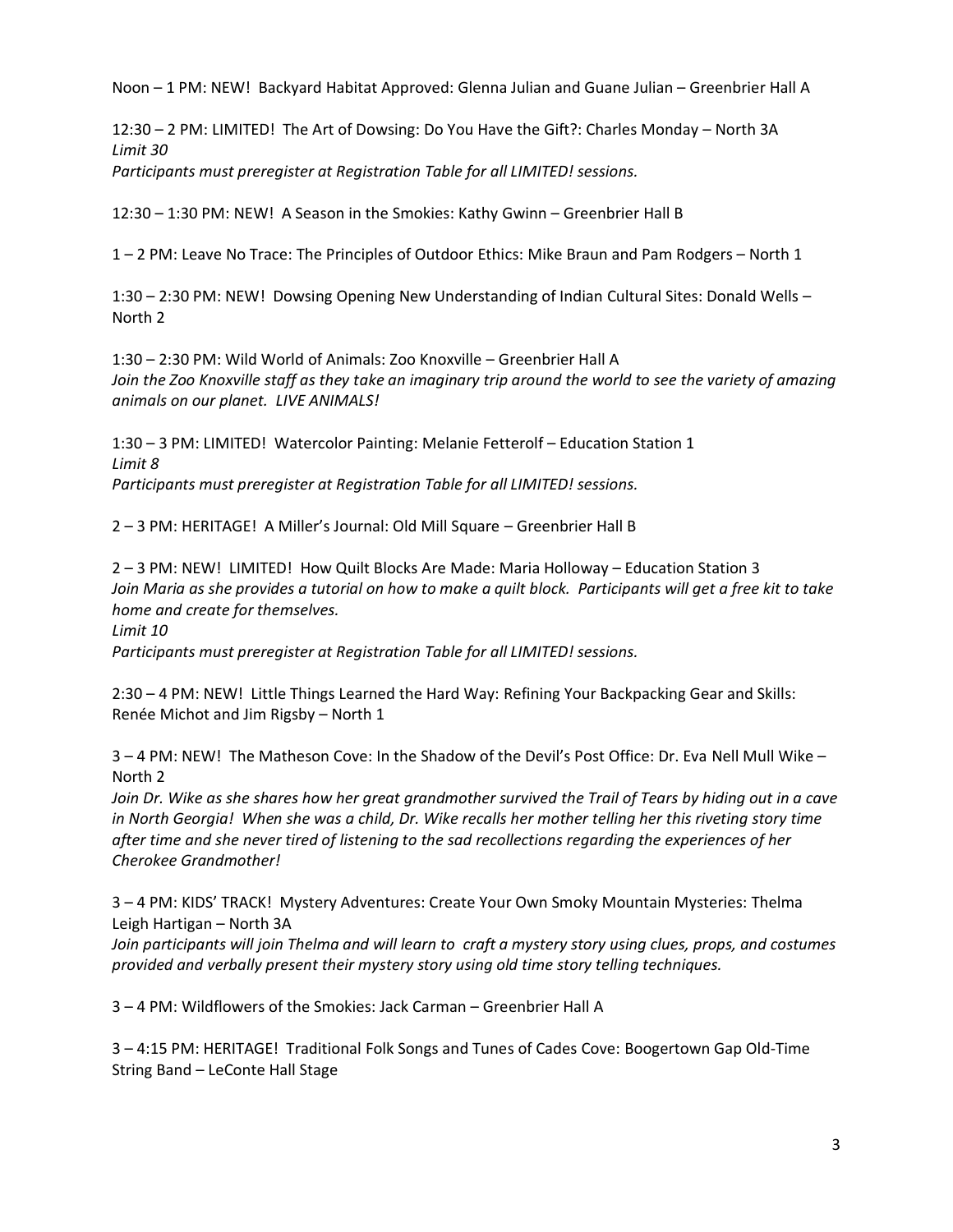Noon – 1 PM: NEW! Backyard Habitat Approved: Glenna Julian and Guane Julian – Greenbrier Hall A

12:30 – 2 PM: LIMITED! The Art of Dowsing: Do You Have the Gift?: Charles Monday – North 3A
*Limit 30*
*Participants must preregister at Registration Table for all LIMITED! sessions.*

12:30 – 1:30 PM: NEW! A Season in the Smokies: Kathy Gwinn – Greenbrier Hall B

1 – 2 PM: Leave No Trace: The Principles of Outdoor Ethics: Mike Braun and Pam Rodgers – North 1

1:30 – 2:30 PM: NEW! Dowsing Opening New Understanding of Indian Cultural Sites: Donald Wells – North 2

1:30 – 2:30 PM: Wild World of Animals: Zoo Knoxville – Greenbrier Hall A
*Join the Zoo Knoxville staff as they take an imaginary trip around the world to see the variety of amazing animals on our planet. LIVE ANIMALS!*

1:30 – 3 PM: LIMITED! Watercolor Painting: Melanie Fetterolf – Education Station 1
*Limit 8*
*Participants must preregister at Registration Table for all LIMITED! sessions.*

2 – 3 PM: HERITAGE! A Miller's Journal: Old Mill Square – Greenbrier Hall B

2 – 3 PM: NEW! LIMITED! How Quilt Blocks Are Made: Maria Holloway – Education Station 3
*Join Maria as she provides a tutorial on how to make a quilt block. Participants will get a free kit to take home and create for themselves.*
*Limit 10*
*Participants must preregister at Registration Table for all LIMITED! sessions.*

2:30 – 4 PM: NEW! Little Things Learned the Hard Way: Refining Your Backpacking Gear and Skills: Renée Michot and Jim Rigsby – North 1

3 – 4 PM: NEW! The Matheson Cove: In the Shadow of the Devil's Post Office: Dr. Eva Nell Mull Wike – North 2
*Join Dr. Wike as she shares how her great grandmother survived the Trail of Tears by hiding out in a cave in North Georgia! When she was a child, Dr. Wike recalls her mother telling her this riveting story time after time and she never tired of listening to the sad recollections regarding the experiences of her Cherokee Grandmother!*

3 – 4 PM: KIDS' TRACK! Mystery Adventures: Create Your Own Smoky Mountain Mysteries: Thelma Leigh Hartigan – North 3A
*Join participants will join Thelma and will learn to craft a mystery story using clues, props, and costumes provided and verbally present their mystery story using old time story telling techniques.*

3 – 4 PM: Wildflowers of the Smokies: Jack Carman – Greenbrier Hall A

3 – 4:15 PM: HERITAGE! Traditional Folk Songs and Tunes of Cades Cove: Boogertown Gap Old-Time String Band – LeConte Hall Stage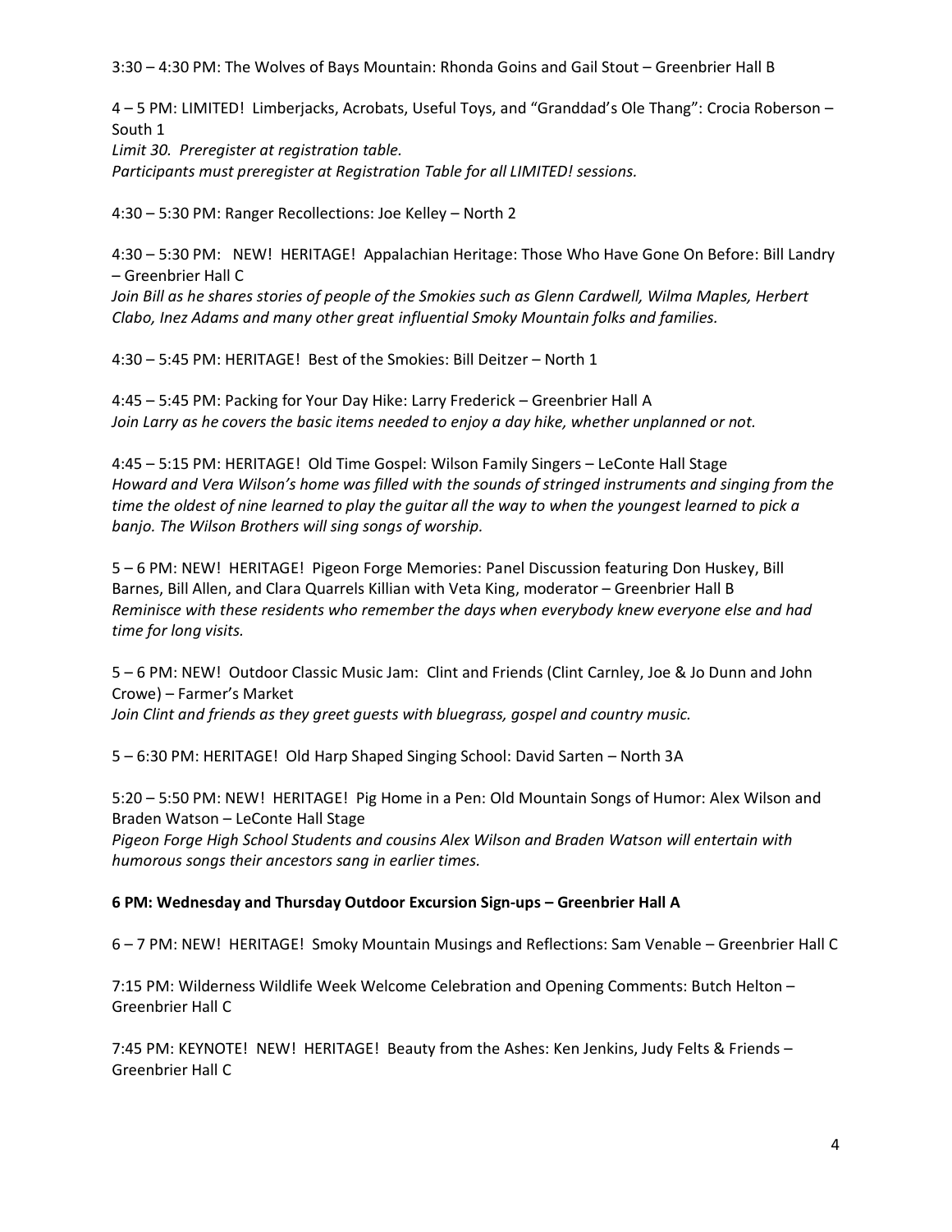3:30 – 4:30 PM: The Wolves of Bays Mountain: Rhonda Goins and Gail Stout – Greenbrier Hall B

4 – 5 PM: LIMITED! Limberjacks, Acrobats, Useful Toys, and "Granddad's Ole Thang": Crocia Roberson – South 1
*Limit 30. Preregister at registration table.*
*Participants must preregister at Registration Table for all LIMITED! sessions.*

4:30 – 5:30 PM: Ranger Recollections: Joe Kelley – North 2

4:30 – 5:30 PM: NEW! HERITAGE! Appalachian Heritage: Those Who Have Gone On Before: Bill Landry – Greenbrier Hall C
*Join Bill as he shares stories of people of the Smokies such as Glenn Cardwell, Wilma Maples, Herbert Clabo, Inez Adams and many other great influential Smoky Mountain folks and families.*

4:30 – 5:45 PM: HERITAGE! Best of the Smokies: Bill Deitzer – North 1

4:45 – 5:45 PM: Packing for Your Day Hike: Larry Frederick – Greenbrier Hall A
*Join Larry as he covers the basic items needed to enjoy a day hike, whether unplanned or not.*

4:45 – 5:15 PM: HERITAGE! Old Time Gospel: Wilson Family Singers – LeConte Hall Stage
*Howard and Vera Wilson's home was filled with the sounds of stringed instruments and singing from the time the oldest of nine learned to play the guitar all the way to when the youngest learned to pick a banjo. The Wilson Brothers will sing songs of worship.*

5 – 6 PM: NEW! HERITAGE! Pigeon Forge Memories: Panel Discussion featuring Don Huskey, Bill Barnes, Bill Allen, and Clara Quarrels Killian with Veta King, moderator – Greenbrier Hall B
*Reminisce with these residents who remember the days when everybody knew everyone else and had time for long visits.*

5 – 6 PM: NEW! Outdoor Classic Music Jam: Clint and Friends (Clint Carnley, Joe & Jo Dunn and John Crowe) – Farmer's Market
*Join Clint and friends as they greet guests with bluegrass, gospel and country music.*

5 – 6:30 PM: HERITAGE! Old Harp Shaped Singing School: David Sarten – North 3A

5:20 – 5:50 PM: NEW! HERITAGE! Pig Home in a Pen: Old Mountain Songs of Humor: Alex Wilson and Braden Watson – LeConte Hall Stage
*Pigeon Forge High School Students and cousins Alex Wilson and Braden Watson will entertain with humorous songs their ancestors sang in earlier times.*

**6 PM: Wednesday and Thursday Outdoor Excursion Sign-ups – Greenbrier Hall A**

6 – 7 PM: NEW! HERITAGE! Smoky Mountain Musings and Reflections: Sam Venable – Greenbrier Hall C

7:15 PM: Wilderness Wildlife Week Welcome Celebration and Opening Comments: Butch Helton – Greenbrier Hall C

7:45 PM: KEYNOTE! NEW! HERITAGE! Beauty from the Ashes: Ken Jenkins, Judy Felts & Friends – Greenbrier Hall C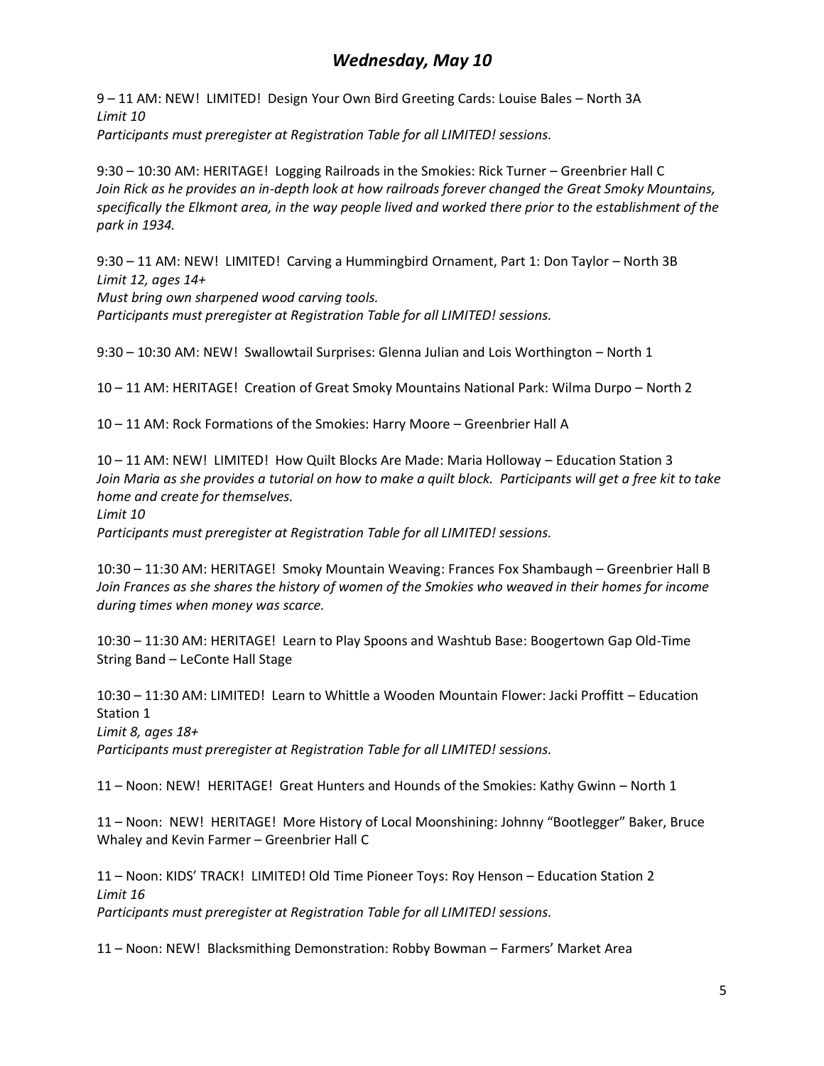## *Wednesday, May 10*

9 – 11 AM: NEW! LIMITED! Design Your Own Bird Greeting Cards: Louise Bales – North 3A
*Limit 10*
*Participants must preregister at Registration Table for all LIMITED! sessions.*

9:30 – 10:30 AM: HERITAGE! Logging Railroads in the Smokies: Rick Turner – Greenbrier Hall C
*Join Rick as he provides an in-depth look at how railroads forever changed the Great Smoky Mountains, specifically the Elkmont area, in the way people lived and worked there prior to the establishment of the park in 1934.*

9:30 – 11 AM: NEW! LIMITED! Carving a Hummingbird Ornament, Part 1: Don Taylor – North 3B
*Limit 12, ages 14+*
*Must bring own sharpened wood carving tools.*
*Participants must preregister at Registration Table for all LIMITED! sessions.*

9:30 – 10:30 AM: NEW! Swallowtail Surprises: Glenna Julian and Lois Worthington – North 1

10 – 11 AM: HERITAGE! Creation of Great Smoky Mountains National Park: Wilma Durpo – North 2

10 – 11 AM: Rock Formations of the Smokies: Harry Moore – Greenbrier Hall A

10 – 11 AM: NEW! LIMITED! How Quilt Blocks Are Made: Maria Holloway – Education Station 3
*Join Maria as she provides a tutorial on how to make a quilt block. Participants will get a free kit to take home and create for themselves.*
*Limit 10*
*Participants must preregister at Registration Table for all LIMITED! sessions.*

10:30 – 11:30 AM: HERITAGE! Smoky Mountain Weaving: Frances Fox Shambaugh – Greenbrier Hall B
*Join Frances as she shares the history of women of the Smokies who weaved in their homes for income during times when money was scarce.*

10:30 – 11:30 AM: HERITAGE! Learn to Play Spoons and Washtub Base: Boogertown Gap Old-Time String Band – LeConte Hall Stage

10:30 – 11:30 AM: LIMITED! Learn to Whittle a Wooden Mountain Flower: Jacki Proffitt – Education Station 1
*Limit 8, ages 18+*
*Participants must preregister at Registration Table for all LIMITED! sessions.*

11 – Noon: NEW! HERITAGE! Great Hunters and Hounds of the Smokies: Kathy Gwinn – North 1

11 – Noon: NEW! HERITAGE! More History of Local Moonshining: Johnny "Bootlegger" Baker, Bruce Whaley and Kevin Farmer – Greenbrier Hall C

11 – Noon: KIDS' TRACK! LIMITED! Old Time Pioneer Toys: Roy Henson – Education Station 2
*Limit 16*
*Participants must preregister at Registration Table for all LIMITED! sessions.*

11 – Noon: NEW! Blacksmithing Demonstration: Robby Bowman – Farmers' Market Area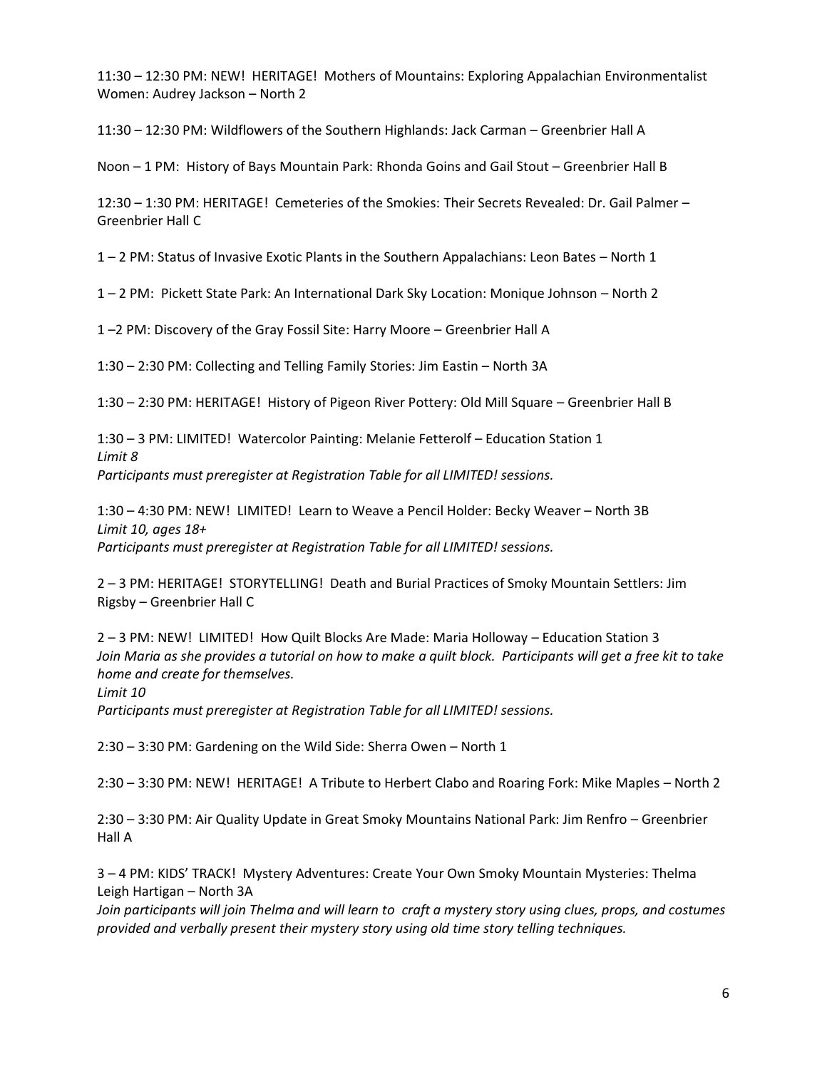11:30 – 12:30 PM: NEW! HERITAGE! Mothers of Mountains: Exploring Appalachian Environmentalist Women: Audrey Jackson – North 2

11:30 – 12:30 PM: Wildflowers of the Southern Highlands: Jack Carman – Greenbrier Hall A

Noon – 1 PM: History of Bays Mountain Park: Rhonda Goins and Gail Stout – Greenbrier Hall B

12:30 – 1:30 PM: HERITAGE! Cemeteries of the Smokies: Their Secrets Revealed: Dr. Gail Palmer – Greenbrier Hall C

1 – 2 PM: Status of Invasive Exotic Plants in the Southern Appalachians: Leon Bates – North 1

1 – 2 PM: Pickett State Park: An International Dark Sky Location: Monique Johnson – North 2

1 –2 PM: Discovery of the Gray Fossil Site: Harry Moore – Greenbrier Hall A

1:30 – 2:30 PM: Collecting and Telling Family Stories: Jim Eastin – North 3A

1:30 – 2:30 PM: HERITAGE! History of Pigeon River Pottery: Old Mill Square – Greenbrier Hall B

1:30 – 3 PM: LIMITED! Watercolor Painting: Melanie Fetterolf – Education Station 1
*Limit 8*
*Participants must preregister at Registration Table for all LIMITED! sessions.*

1:30 – 4:30 PM: NEW! LIMITED! Learn to Weave a Pencil Holder: Becky Weaver – North 3B
*Limit 10, ages 18+*
*Participants must preregister at Registration Table for all LIMITED! sessions.*

2 – 3 PM: HERITAGE! STORYTELLING! Death and Burial Practices of Smoky Mountain Settlers: Jim Rigsby – Greenbrier Hall C

2 – 3 PM: NEW! LIMITED! How Quilt Blocks Are Made: Maria Holloway – Education Station 3
*Join Maria as she provides a tutorial on how to make a quilt block. Participants will get a free kit to take home and create for themselves.*
*Limit 10*
*Participants must preregister at Registration Table for all LIMITED! sessions.*

2:30 – 3:30 PM: Gardening on the Wild Side: Sherra Owen – North 1

2:30 – 3:30 PM: NEW! HERITAGE! A Tribute to Herbert Clabo and Roaring Fork: Mike Maples – North 2

2:30 – 3:30 PM: Air Quality Update in Great Smoky Mountains National Park: Jim Renfro – Greenbrier Hall A

3 – 4 PM: KIDS' TRACK! Mystery Adventures: Create Your Own Smoky Mountain Mysteries: Thelma Leigh Hartigan – North 3A
*Join participants will join Thelma and will learn to craft a mystery story using clues, props, and costumes provided and verbally present their mystery story using old time story telling techniques.*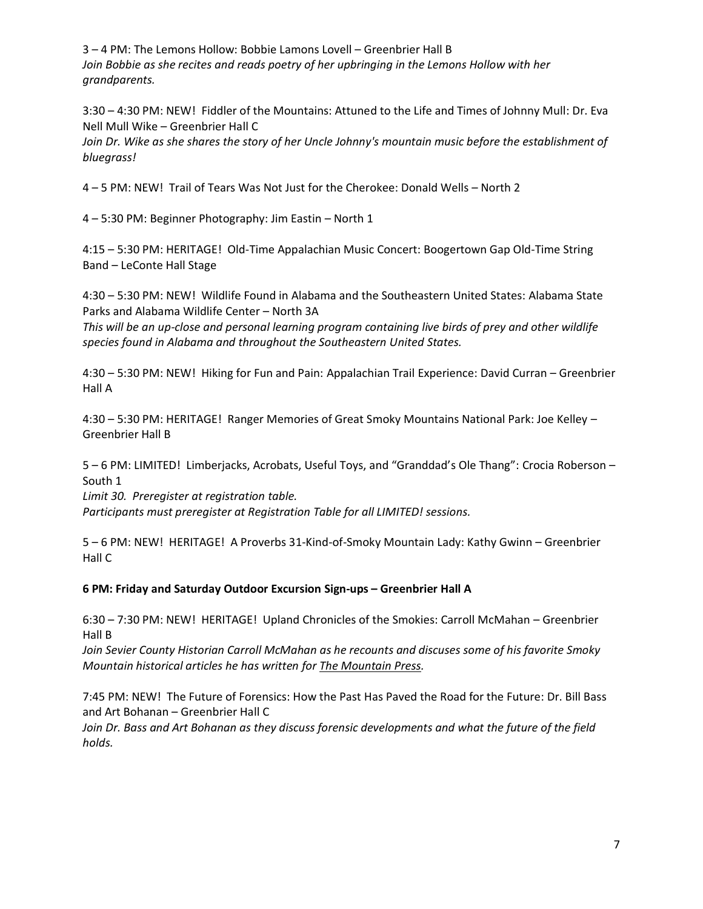3 – 4 PM: The Lemons Hollow: Bobbie Lamons Lovell – Greenbrier Hall B
*Join Bobbie as she recites and reads poetry of her upbringing in the Lemons Hollow with her grandparents.*

3:30 – 4:30 PM: NEW! Fiddler of the Mountains: Attuned to the Life and Times of Johnny Mull: Dr. Eva Nell Mull Wike – Greenbrier Hall C
*Join Dr. Wike as she shares the story of her Uncle Johnny's mountain music before the establishment of bluegrass!*

4 – 5 PM: NEW! Trail of Tears Was Not Just for the Cherokee: Donald Wells – North 2

4 – 5:30 PM: Beginner Photography: Jim Eastin – North 1

4:15 – 5:30 PM: HERITAGE! Old-Time Appalachian Music Concert: Boogertown Gap Old-Time String Band – LeConte Hall Stage

4:30 – 5:30 PM: NEW! Wildlife Found in Alabama and the Southeastern United States: Alabama State Parks and Alabama Wildlife Center – North 3A
*This will be an up-close and personal learning program containing live birds of prey and other wildlife species found in Alabama and throughout the Southeastern United States.*

4:30 – 5:30 PM: NEW! Hiking for Fun and Pain: Appalachian Trail Experience: David Curran – Greenbrier Hall A

4:30 – 5:30 PM: HERITAGE! Ranger Memories of Great Smoky Mountains National Park: Joe Kelley – Greenbrier Hall B

5 – 6 PM: LIMITED! Limberjacks, Acrobats, Useful Toys, and "Granddad's Ole Thang": Crocia Roberson – South 1
*Limit 30. Preregister at registration table.*
*Participants must preregister at Registration Table for all LIMITED! sessions.*

5 – 6 PM: NEW! HERITAGE! A Proverbs 31-Kind-of-Smoky Mountain Lady: Kathy Gwinn – Greenbrier Hall C

**6 PM: Friday and Saturday Outdoor Excursion Sign-ups – Greenbrier Hall A**

6:30 – 7:30 PM: NEW! HERITAGE! Upland Chronicles of the Smokies: Carroll McMahan – Greenbrier Hall B
*Join Sevier County Historian Carroll McMahan as he recounts and discuses some of his favorite Smoky Mountain historical articles he has written for The Mountain Press.*

7:45 PM: NEW! The Future of Forensics: How the Past Has Paved the Road for the Future: Dr. Bill Bass and Art Bohanan – Greenbrier Hall C
*Join Dr. Bass and Art Bohanan as they discuss forensic developments and what the future of the field holds.*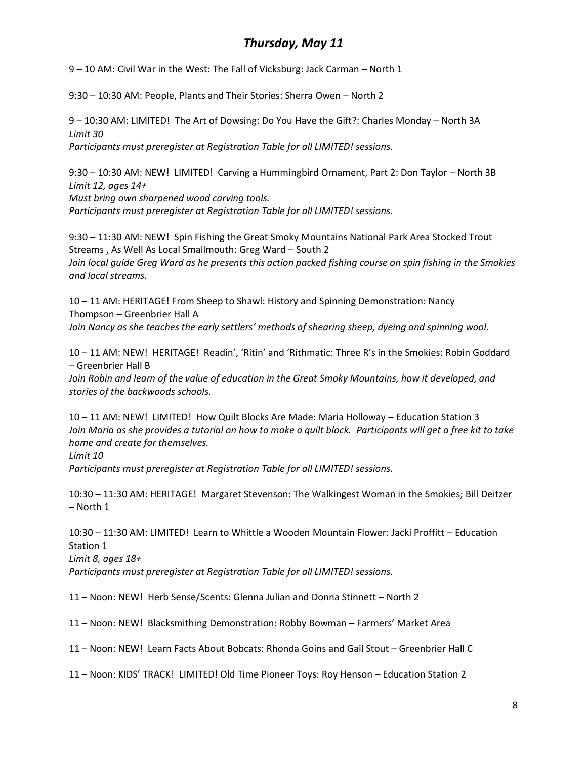## *Thursday, May 11*

9 – 10 AM: Civil War in the West: The Fall of Vicksburg: Jack Carman – North 1

9:30 – 10:30 AM: People, Plants and Their Stories: Sherra Owen – North 2

9 – 10:30 AM: LIMITED! The Art of Dowsing: Do You Have the Gift?: Charles Monday – North 3A
*Limit 30*
*Participants must preregister at Registration Table for all LIMITED! sessions.*

9:30 – 10:30 AM: NEW! LIMITED! Carving a Hummingbird Ornament, Part 2: Don Taylor – North 3B
*Limit 12, ages 14+*
*Must bring own sharpened wood carving tools.*
*Participants must preregister at Registration Table for all LIMITED! sessions.*

9:30 – 11:30 AM: NEW! Spin Fishing the Great Smoky Mountains National Park Area Stocked Trout Streams , As Well As Local Smallmouth: Greg Ward – South 2
*Join local guide Greg Ward as he presents this action packed fishing course on spin fishing in the Smokies and local streams.*

10 – 11 AM: HERITAGE! From Sheep to Shawl: History and Spinning Demonstration: Nancy Thompson – Greenbrier Hall A
*Join Nancy as she teaches the early settlers' methods of shearing sheep, dyeing and spinning wool.*

10 – 11 AM: NEW! HERITAGE! Readin', 'Ritin' and 'Rithmatic: Three R's in the Smokies: Robin Goddard – Greenbrier Hall B
*Join Robin and learn of the value of education in the Great Smoky Mountains, how it developed, and stories of the backwoods schools.*

10 – 11 AM: NEW! LIMITED! How Quilt Blocks Are Made: Maria Holloway – Education Station 3
*Join Maria as she provides a tutorial on how to make a quilt block. Participants will get a free kit to take home and create for themselves.*
*Limit 10*
*Participants must preregister at Registration Table for all LIMITED! sessions.*

10:30 – 11:30 AM: HERITAGE! Margaret Stevenson: The Walkingest Woman in the Smokies; Bill Deitzer – North 1

10:30 – 11:30 AM: LIMITED! Learn to Whittle a Wooden Mountain Flower: Jacki Proffitt – Education Station 1
*Limit 8, ages 18+*
*Participants must preregister at Registration Table for all LIMITED! sessions.*

11 – Noon: NEW! Herb Sense/Scents: Glenna Julian and Donna Stinnett – North 2

11 – Noon: NEW! Blacksmithing Demonstration: Robby Bowman – Farmers' Market Area

11 – Noon: NEW! Learn Facts About Bobcats: Rhonda Goins and Gail Stout – Greenbrier Hall C

11 – Noon: KIDS' TRACK! LIMITED! Old Time Pioneer Toys: Roy Henson – Education Station 2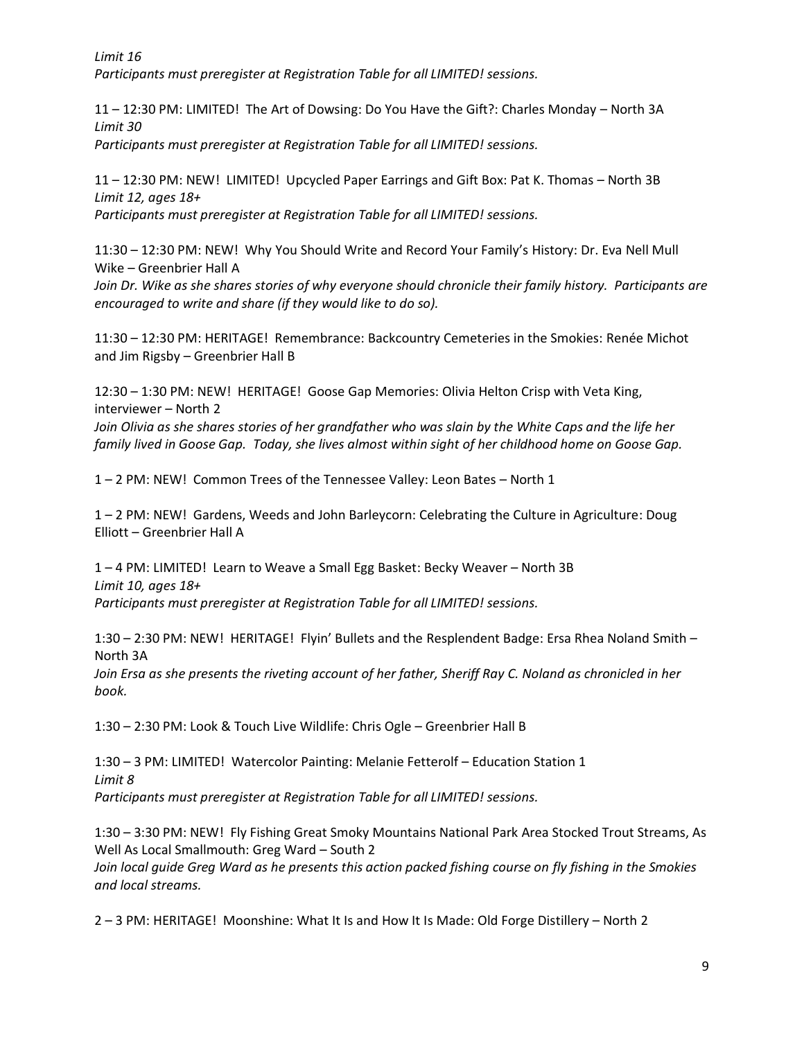*Limit 16*
*Participants must preregister at Registration Table for all LIMITED! sessions.*

11 – 12:30 PM: LIMITED! The Art of Dowsing: Do You Have the Gift?: Charles Monday – North 3A
*Limit 30*
*Participants must preregister at Registration Table for all LIMITED! sessions.*

11 – 12:30 PM: NEW! LIMITED! Upcycled Paper Earrings and Gift Box: Pat K. Thomas – North 3B
*Limit 12, ages 18+*
*Participants must preregister at Registration Table for all LIMITED! sessions.*

11:30 – 12:30 PM: NEW! Why You Should Write and Record Your Family's History: Dr. Eva Nell Mull Wike – Greenbrier Hall A
*Join Dr. Wike as she shares stories of why everyone should chronicle their family history. Participants are encouraged to write and share (if they would like to do so).*

11:30 – 12:30 PM: HERITAGE! Remembrance: Backcountry Cemeteries in the Smokies: Renée Michot and Jim Rigsby – Greenbrier Hall B

12:30 – 1:30 PM: NEW! HERITAGE! Goose Gap Memories: Olivia Helton Crisp with Veta King, interviewer – North 2
*Join Olivia as she shares stories of her grandfather who was slain by the White Caps and the life her family lived in Goose Gap. Today, she lives almost within sight of her childhood home on Goose Gap.*

1 – 2 PM: NEW! Common Trees of the Tennessee Valley: Leon Bates – North 1

1 – 2 PM: NEW! Gardens, Weeds and John Barleycorn: Celebrating the Culture in Agriculture: Doug Elliott – Greenbrier Hall A

1 – 4 PM: LIMITED! Learn to Weave a Small Egg Basket: Becky Weaver – North 3B
*Limit 10, ages 18+*
*Participants must preregister at Registration Table for all LIMITED! sessions.*

1:30 – 2:30 PM: NEW! HERITAGE! Flyin' Bullets and the Resplendent Badge: Ersa Rhea Noland Smith – North 3A
*Join Ersa as she presents the riveting account of her father, Sheriff Ray C. Noland as chronicled in her book.*

1:30 – 2:30 PM: Look & Touch Live Wildlife: Chris Ogle – Greenbrier Hall B

1:30 – 3 PM: LIMITED! Watercolor Painting: Melanie Fetterolf – Education Station 1
*Limit 8*
*Participants must preregister at Registration Table for all LIMITED! sessions.*

1:30 – 3:30 PM: NEW! Fly Fishing Great Smoky Mountains National Park Area Stocked Trout Streams, As Well As Local Smallmouth: Greg Ward – South 2
*Join local guide Greg Ward as he presents this action packed fishing course on fly fishing in the Smokies and local streams.*

2 – 3 PM: HERITAGE! Moonshine: What It Is and How It Is Made: Old Forge Distillery – North 2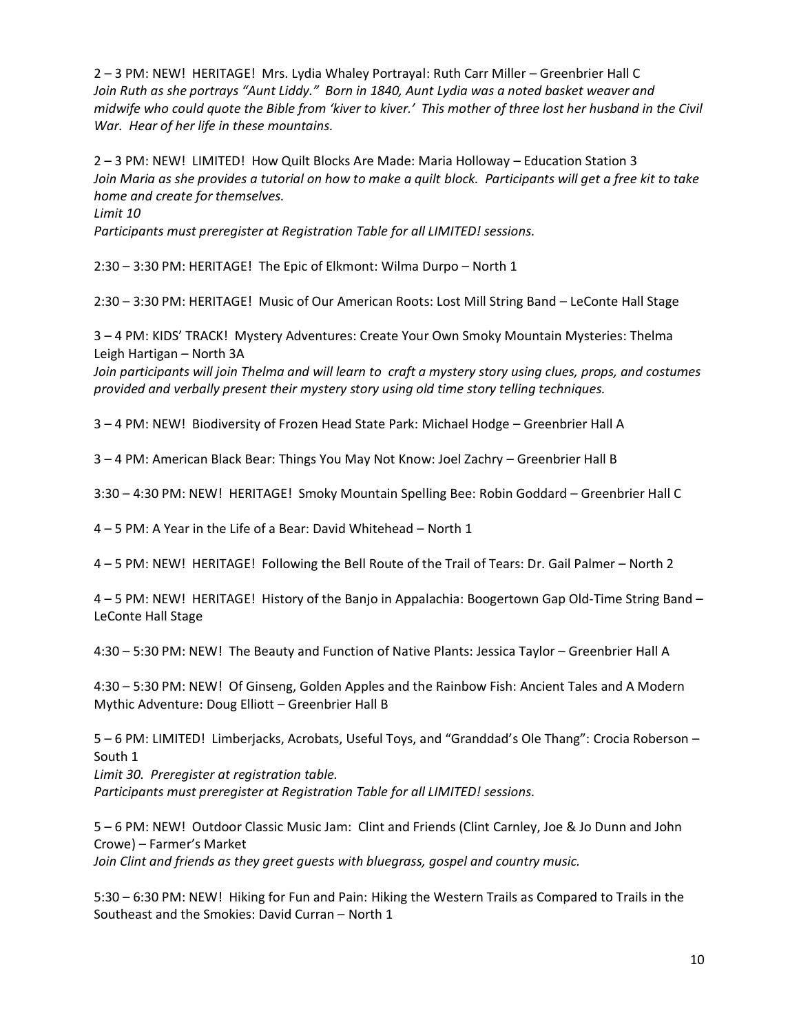2 – 3 PM: NEW! HERITAGE! Mrs. Lydia Whaley Portrayal: Ruth Carr Miller – Greenbrier Hall C
*Join Ruth as she portrays "Aunt Liddy." Born in 1840, Aunt Lydia was a noted basket weaver and midwife who could quote the Bible from 'kiver to kiver.' This mother of three lost her husband in the Civil War. Hear of her life in these mountains.*

2 – 3 PM: NEW! LIMITED! How Quilt Blocks Are Made: Maria Holloway – Education Station 3
*Join Maria as she provides a tutorial on how to make a quilt block. Participants will get a free kit to take home and create for themselves.*
*Limit 10*
*Participants must preregister at Registration Table for all LIMITED! sessions.*

2:30 – 3:30 PM: HERITAGE! The Epic of Elkmont: Wilma Durpo – North 1

2:30 – 3:30 PM: HERITAGE! Music of Our American Roots: Lost Mill String Band – LeConte Hall Stage

3 – 4 PM: KIDS' TRACK! Mystery Adventures: Create Your Own Smoky Mountain Mysteries: Thelma Leigh Hartigan – North 3A
*Join participants will join Thelma and will learn to craft a mystery story using clues, props, and costumes provided and verbally present their mystery story using old time story telling techniques.*

3 – 4 PM: NEW! Biodiversity of Frozen Head State Park: Michael Hodge – Greenbrier Hall A

3 – 4 PM: American Black Bear: Things You May Not Know: Joel Zachry – Greenbrier Hall B

3:30 – 4:30 PM: NEW! HERITAGE! Smoky Mountain Spelling Bee: Robin Goddard – Greenbrier Hall C

4 – 5 PM: A Year in the Life of a Bear: David Whitehead – North 1

4 – 5 PM: NEW! HERITAGE! Following the Bell Route of the Trail of Tears: Dr. Gail Palmer – North 2

4 – 5 PM: NEW! HERITAGE! History of the Banjo in Appalachia: Boogertown Gap Old-Time String Band – LeConte Hall Stage

4:30 – 5:30 PM: NEW! The Beauty and Function of Native Plants: Jessica Taylor – Greenbrier Hall A

4:30 – 5:30 PM: NEW! Of Ginseng, Golden Apples and the Rainbow Fish: Ancient Tales and A Modern Mythic Adventure: Doug Elliott – Greenbrier Hall B

5 – 6 PM: LIMITED! Limberjacks, Acrobats, Useful Toys, and "Granddad's Ole Thang": Crocia Roberson – South 1
*Limit 30. Preregister at registration table.*
*Participants must preregister at Registration Table for all LIMITED! sessions.*

5 – 6 PM: NEW! Outdoor Classic Music Jam: Clint and Friends (Clint Carnley, Joe & Jo Dunn and John Crowe) – Farmer's Market
*Join Clint and friends as they greet guests with bluegrass, gospel and country music.*

5:30 – 6:30 PM: NEW! Hiking for Fun and Pain: Hiking the Western Trails as Compared to Trails in the Southeast and the Smokies: David Curran – North 1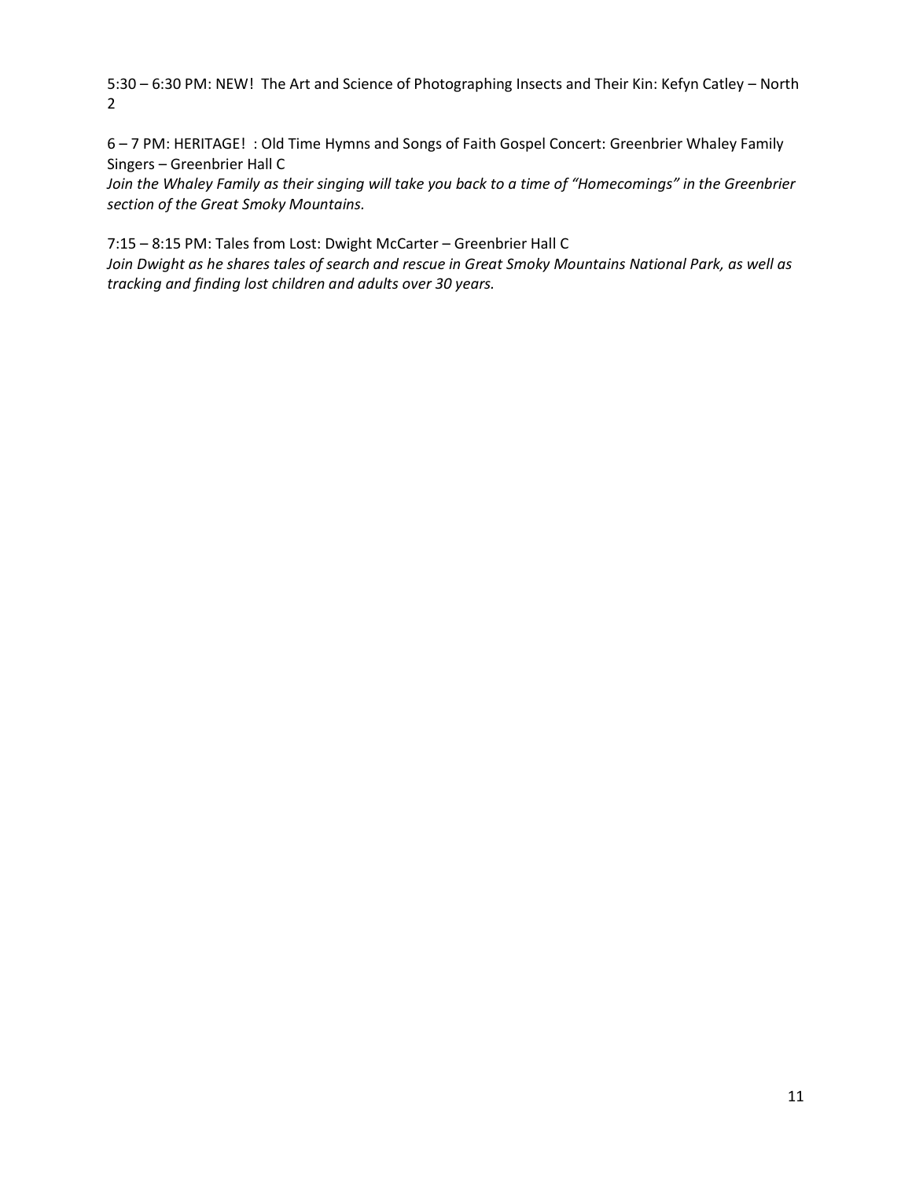5:30 – 6:30 PM: NEW! The Art and Science of Photographing Insects and Their Kin: Kefyn Catley – North 2

6 – 7 PM: HERITAGE! : Old Time Hymns and Songs of Faith Gospel Concert: Greenbrier Whaley Family Singers – Greenbrier Hall C
*Join the Whaley Family as their singing will take you back to a time of "Homecomings" in the Greenbrier section of the Great Smoky Mountains.*

7:15 – 8:15 PM: Tales from Lost: Dwight McCarter – Greenbrier Hall C
*Join Dwight as he shares tales of search and rescue in Great Smoky Mountains National Park, as well as tracking and finding lost children and adults over 30 years.*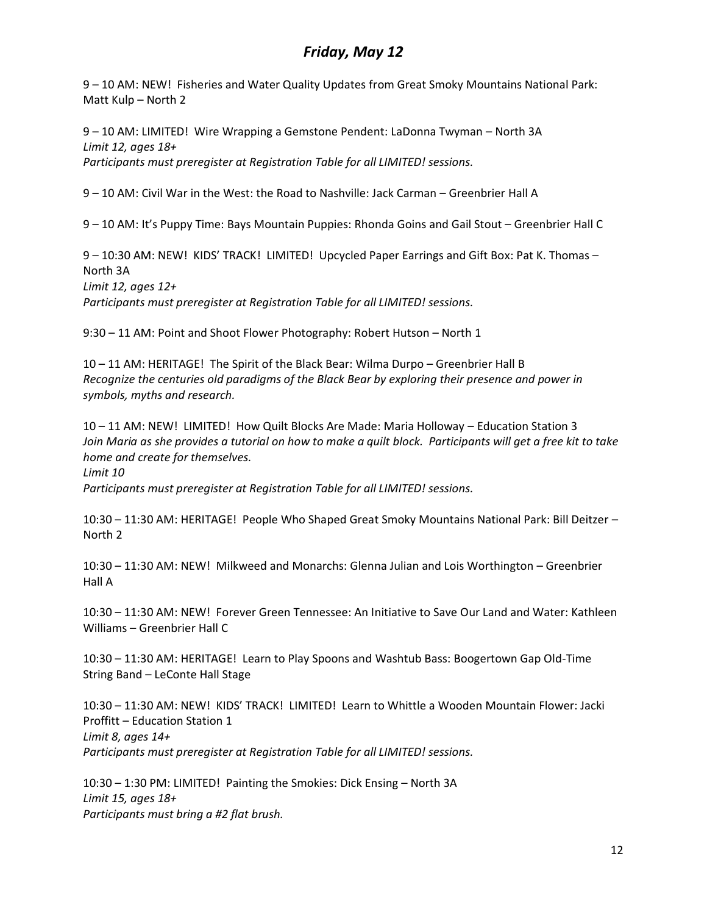# *Friday, May 12*

9 – 10 AM: NEW! Fisheries and Water Quality Updates from Great Smoky Mountains National Park: Matt Kulp – North 2

9 – 10 AM: LIMITED! Wire Wrapping a Gemstone Pendent: LaDonna Twyman – North 3A
*Limit 12, ages 18+*
*Participants must preregister at Registration Table for all LIMITED! sessions.*

9 – 10 AM: Civil War in the West: the Road to Nashville: Jack Carman – Greenbrier Hall A

9 – 10 AM: It's Puppy Time: Bays Mountain Puppies: Rhonda Goins and Gail Stout – Greenbrier Hall C

9 – 10:30 AM: NEW! KIDS' TRACK! LIMITED! Upcycled Paper Earrings and Gift Box: Pat K. Thomas – North 3A
*Limit 12, ages 12+*
*Participants must preregister at Registration Table for all LIMITED! sessions.*

9:30 – 11 AM: Point and Shoot Flower Photography: Robert Hutson – North 1

10 – 11 AM: HERITAGE! The Spirit of the Black Bear: Wilma Durpo – Greenbrier Hall B
*Recognize the centuries old paradigms of the Black Bear by exploring their presence and power in symbols, myths and research.*

10 – 11 AM: NEW! LIMITED! How Quilt Blocks Are Made: Maria Holloway – Education Station 3
*Join Maria as she provides a tutorial on how to make a quilt block. Participants will get a free kit to take home and create for themselves.*
*Limit 10*
*Participants must preregister at Registration Table for all LIMITED! sessions.*

10:30 – 11:30 AM: HERITAGE! People Who Shaped Great Smoky Mountains National Park: Bill Deitzer – North 2

10:30 – 11:30 AM: NEW! Milkweed and Monarchs: Glenna Julian and Lois Worthington – Greenbrier Hall A

10:30 – 11:30 AM: NEW! Forever Green Tennessee: An Initiative to Save Our Land and Water: Kathleen Williams – Greenbrier Hall C

10:30 – 11:30 AM: HERITAGE! Learn to Play Spoons and Washtub Bass: Boogertown Gap Old-Time String Band – LeConte Hall Stage

10:30 – 11:30 AM: NEW! KIDS' TRACK! LIMITED! Learn to Whittle a Wooden Mountain Flower: Jacki Proffitt – Education Station 1
*Limit 8, ages 14+*
*Participants must preregister at Registration Table for all LIMITED! sessions.*

10:30 – 1:30 PM: LIMITED! Painting the Smokies: Dick Ensing – North 3A
*Limit 15, ages 18+*
*Participants must bring a #2 flat brush.*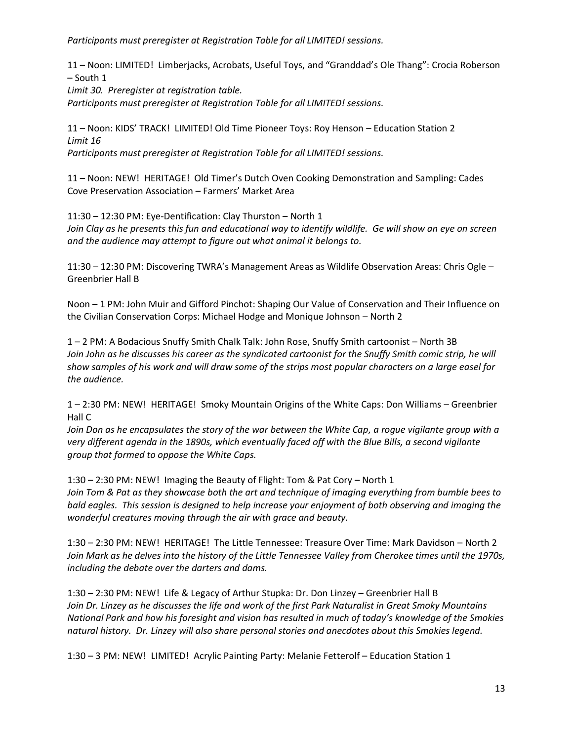*Participants must preregister at Registration Table for all LIMITED! sessions.*

11 – Noon: LIMITED! Limberjacks, Acrobats, Useful Toys, and "Granddad's Ole Thang": Crocia Roberson – South 1
*Limit 30. Preregister at registration table.*
*Participants must preregister at Registration Table for all LIMITED! sessions.*

11 – Noon: KIDS' TRACK! LIMITED! Old Time Pioneer Toys: Roy Henson – Education Station 2
*Limit 16*
*Participants must preregister at Registration Table for all LIMITED! sessions.*

11 – Noon: NEW! HERITAGE! Old Timer's Dutch Oven Cooking Demonstration and Sampling: Cades Cove Preservation Association – Farmers' Market Area

11:30 – 12:30 PM: Eye-Dentification: Clay Thurston – North 1
*Join Clay as he presents this fun and educational way to identify wildlife. Ge will show an eye on screen and the audience may attempt to figure out what animal it belongs to.*

11:30 – 12:30 PM: Discovering TWRA's Management Areas as Wildlife Observation Areas: Chris Ogle – Greenbrier Hall B

Noon – 1 PM: John Muir and Gifford Pinchot: Shaping Our Value of Conservation and Their Influence on the Civilian Conservation Corps: Michael Hodge and Monique Johnson – North 2

1 – 2 PM: A Bodacious Snuffy Smith Chalk Talk: John Rose, Snuffy Smith cartoonist – North 3B
*Join John as he discusses his career as the syndicated cartoonist for the Snuffy Smith comic strip, he will show samples of his work and will draw some of the strips most popular characters on a large easel for the audience.*

1 – 2:30 PM: NEW! HERITAGE! Smoky Mountain Origins of the White Caps: Don Williams – Greenbrier Hall C
*Join Don as he encapsulates the story of the war between the White Cap, a rogue vigilante group with a very different agenda in the 1890s, which eventually faced off with the Blue Bills, a second vigilante group that formed to oppose the White Caps.*

1:30 – 2:30 PM: NEW! Imaging the Beauty of Flight: Tom & Pat Cory – North 1
*Join Tom & Pat as they showcase both the art and technique of imaging everything from bumble bees to bald eagles. This session is designed to help increase your enjoyment of both observing and imaging the wonderful creatures moving through the air with grace and beauty.*

1:30 – 2:30 PM: NEW! HERITAGE! The Little Tennessee: Treasure Over Time: Mark Davidson – North 2
*Join Mark as he delves into the history of the Little Tennessee Valley from Cherokee times until the 1970s, including the debate over the darters and dams.*

1:30 – 2:30 PM: NEW! Life & Legacy of Arthur Stupka: Dr. Don Linzey – Greenbrier Hall B
*Join Dr. Linzey as he discusses the life and work of the first Park Naturalist in Great Smoky Mountains National Park and how his foresight and vision has resulted in much of today's knowledge of the Smokies natural history. Dr. Linzey will also share personal stories and anecdotes about this Smokies legend.*

1:30 – 3 PM: NEW! LIMITED! Acrylic Painting Party: Melanie Fetterolf – Education Station 1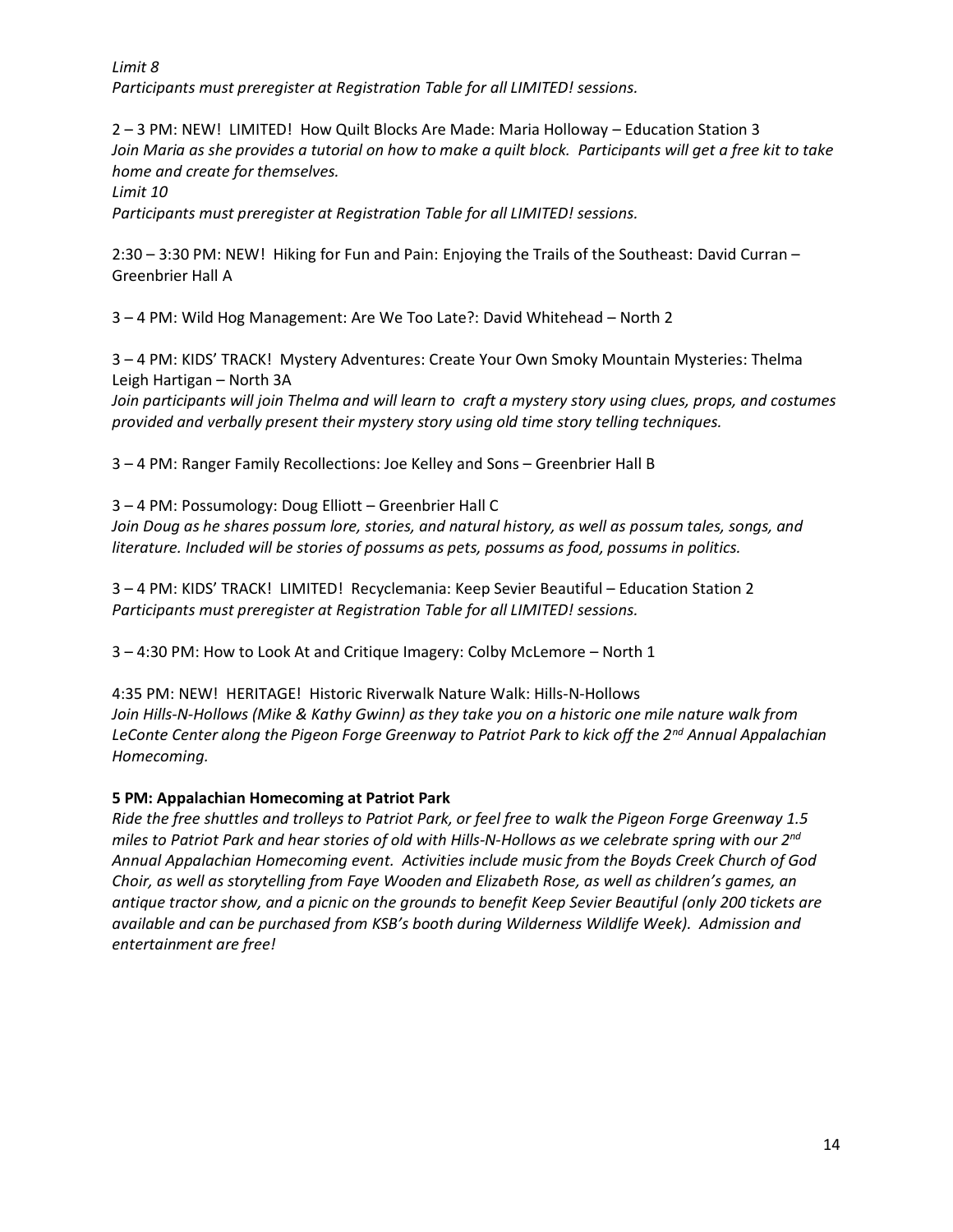*Limit 8*
*Participants must preregister at Registration Table for all LIMITED! sessions.*

2 – 3 PM: NEW! LIMITED! How Quilt Blocks Are Made: Maria Holloway – Education Station 3
*Join Maria as she provides a tutorial on how to make a quilt block. Participants will get a free kit to take home and create for themselves.*
*Limit 10*
*Participants must preregister at Registration Table for all LIMITED! sessions.*

2:30 – 3:30 PM: NEW! Hiking for Fun and Pain: Enjoying the Trails of the Southeast: David Curran – Greenbrier Hall A

3 – 4 PM: Wild Hog Management: Are We Too Late?: David Whitehead – North 2

3 – 4 PM: KIDS' TRACK! Mystery Adventures: Create Your Own Smoky Mountain Mysteries: Thelma Leigh Hartigan – North 3A
*Join participants will join Thelma and will learn to craft a mystery story using clues, props, and costumes provided and verbally present their mystery story using old time story telling techniques.*

3 – 4 PM: Ranger Family Recollections: Joe Kelley and Sons – Greenbrier Hall B

3 – 4 PM: Possumology: Doug Elliott – Greenbrier Hall C
*Join Doug as he shares possum lore, stories, and natural history, as well as possum tales, songs, and literature. Included will be stories of possums as pets, possums as food, possums in politics.*

3 – 4 PM: KIDS' TRACK! LIMITED! Recyclemania: Keep Sevier Beautiful – Education Station 2
*Participants must preregister at Registration Table for all LIMITED! sessions.*

3 – 4:30 PM: How to Look At and Critique Imagery: Colby McLemore – North 1

4:35 PM: NEW! HERITAGE! Historic Riverwalk Nature Walk: Hills-N-Hollows
*Join Hills-N-Hollows (Mike & Kathy Gwinn) as they take you on a historic one mile nature walk from LeConte Center along the Pigeon Forge Greenway to Patriot Park to kick off the 2nd Annual Appalachian Homecoming.*

**5 PM: Appalachian Homecoming at Patriot Park**
*Ride the free shuttles and trolleys to Patriot Park, or feel free to walk the Pigeon Forge Greenway 1.5 miles to Patriot Park and hear stories of old with Hills-N-Hollows as we celebrate spring with our 2nd Annual Appalachian Homecoming event. Activities include music from the Boyds Creek Church of God Choir, as well as storytelling from Faye Wooden and Elizabeth Rose, as well as children's games, an antique tractor show, and a picnic on the grounds to benefit Keep Sevier Beautiful (only 200 tickets are available and can be purchased from KSB's booth during Wilderness Wildlife Week). Admission and entertainment are free!*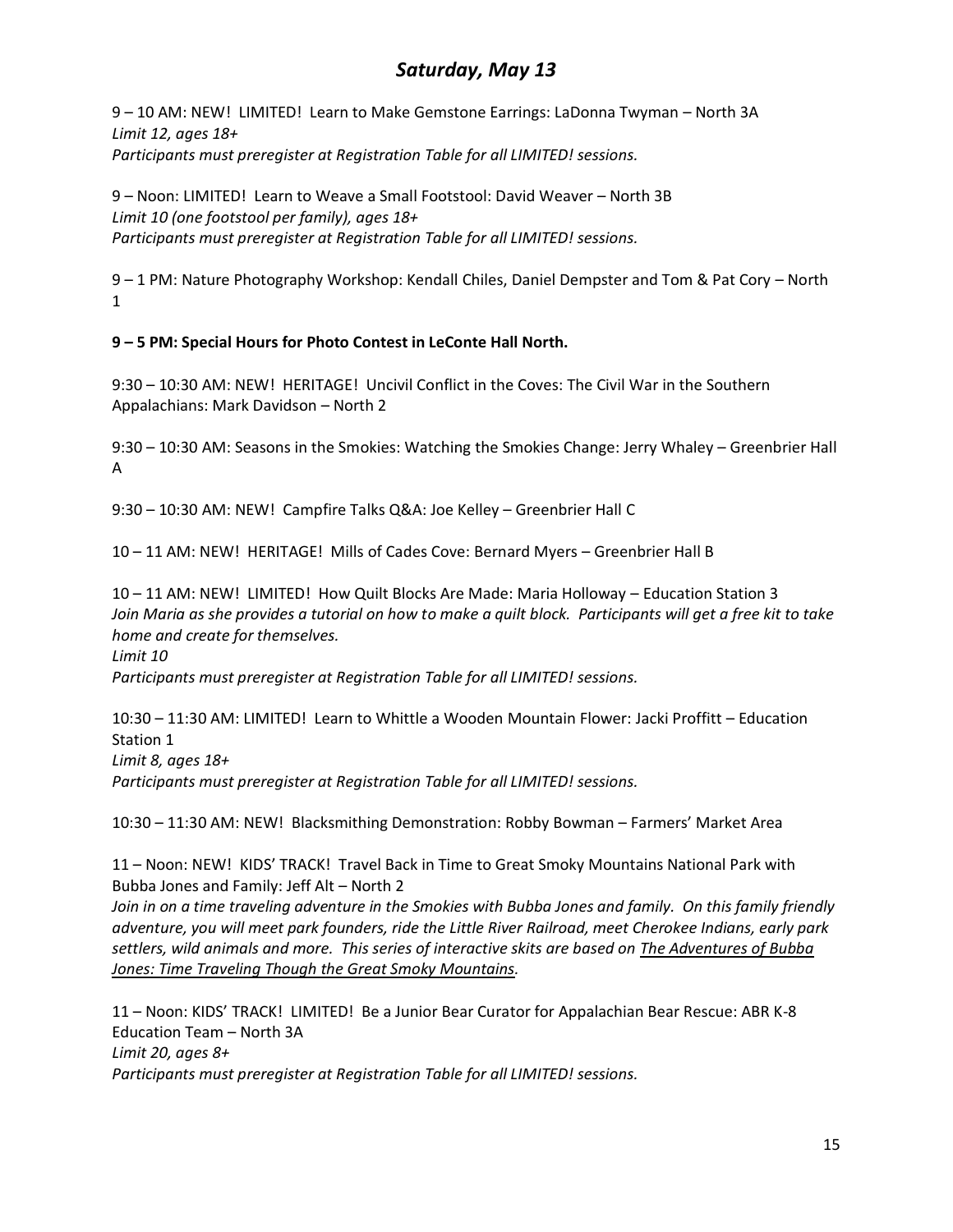## *Saturday, May 13*

9 – 10 AM: NEW! LIMITED! Learn to Make Gemstone Earrings: LaDonna Twyman – North 3A
*Limit 12, ages 18+*
*Participants must preregister at Registration Table for all LIMITED! sessions.*

9 – Noon: LIMITED! Learn to Weave a Small Footstool: David Weaver – North 3B
*Limit 10 (one footstool per family), ages 18+*
*Participants must preregister at Registration Table for all LIMITED! sessions.*

9 – 1 PM: Nature Photography Workshop: Kendall Chiles, Daniel Dempster and Tom & Pat Cory – North 1

**9 – 5 PM: Special Hours for Photo Contest in LeConte Hall North.**

9:30 – 10:30 AM: NEW! HERITAGE! Uncivil Conflict in the Coves: The Civil War in the Southern Appalachians: Mark Davidson – North 2

9:30 – 10:30 AM: Seasons in the Smokies: Watching the Smokies Change: Jerry Whaley – Greenbrier Hall A

9:30 – 10:30 AM: NEW! Campfire Talks Q&A: Joe Kelley – Greenbrier Hall C

10 – 11 AM: NEW! HERITAGE! Mills of Cades Cove: Bernard Myers – Greenbrier Hall B

10 – 11 AM: NEW! LIMITED! How Quilt Blocks Are Made: Maria Holloway – Education Station 3
*Join Maria as she provides a tutorial on how to make a quilt block. Participants will get a free kit to take home and create for themselves.*
*Limit 10*
*Participants must preregister at Registration Table for all LIMITED! sessions.*

10:30 – 11:30 AM: LIMITED! Learn to Whittle a Wooden Mountain Flower: Jacki Proffitt – Education Station 1
*Limit 8, ages 18+*
*Participants must preregister at Registration Table for all LIMITED! sessions.*

10:30 – 11:30 AM: NEW! Blacksmithing Demonstration: Robby Bowman – Farmers' Market Area

11 – Noon: NEW! KIDS' TRACK! Travel Back in Time to Great Smoky Mountains National Park with Bubba Jones and Family: Jeff Alt – North 2
*Join in on a time traveling adventure in the Smokies with Bubba Jones and family. On this family friendly adventure, you will meet park founders, ride the Little River Railroad, meet Cherokee Indians, early park settlers, wild animals and more. This series of interactive skits are based on The Adventures of Bubba Jones: Time Traveling Though the Great Smoky Mountains.*

11 – Noon: KIDS' TRACK! LIMITED! Be a Junior Bear Curator for Appalachian Bear Rescue: ABR K-8 Education Team – North 3A
*Limit 20, ages 8+*
*Participants must preregister at Registration Table for all LIMITED! sessions.*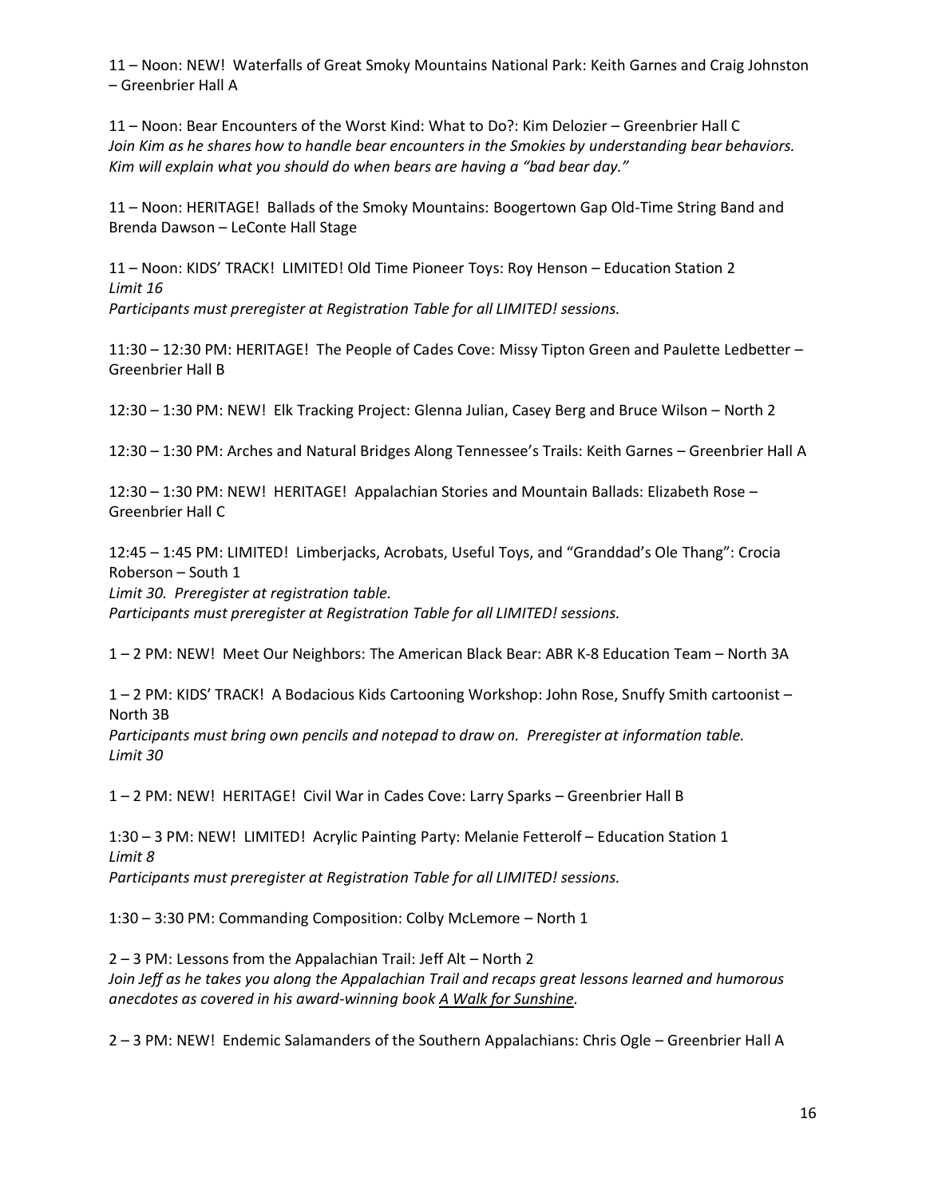11 – Noon: NEW! Waterfalls of Great Smoky Mountains National Park: Keith Garnes and Craig Johnston – Greenbrier Hall A

11 – Noon: Bear Encounters of the Worst Kind: What to Do?: Kim Delozier – Greenbrier Hall C
*Join Kim as he shares how to handle bear encounters in the Smokies by understanding bear behaviors. Kim will explain what you should do when bears are having a "bad bear day."*

11 – Noon: HERITAGE! Ballads of the Smoky Mountains: Boogertown Gap Old-Time String Band and Brenda Dawson – LeConte Hall Stage

11 – Noon: KIDS' TRACK! LIMITED! Old Time Pioneer Toys: Roy Henson – Education Station 2
*Limit 16*
*Participants must preregister at Registration Table for all LIMITED! sessions.*

11:30 – 12:30 PM: HERITAGE! The People of Cades Cove: Missy Tipton Green and Paulette Ledbetter – Greenbrier Hall B

12:30 – 1:30 PM: NEW! Elk Tracking Project: Glenna Julian, Casey Berg and Bruce Wilson – North 2

12:30 – 1:30 PM: Arches and Natural Bridges Along Tennessee's Trails: Keith Garnes – Greenbrier Hall A

12:30 – 1:30 PM: NEW! HERITAGE! Appalachian Stories and Mountain Ballads: Elizabeth Rose – Greenbrier Hall C

12:45 – 1:45 PM: LIMITED! Limberjacks, Acrobats, Useful Toys, and "Granddad's Ole Thang": Crocia Roberson – South 1
*Limit 30. Preregister at registration table.*
*Participants must preregister at Registration Table for all LIMITED! sessions.*

1 – 2 PM: NEW! Meet Our Neighbors: The American Black Bear: ABR K-8 Education Team – North 3A

1 – 2 PM: KIDS' TRACK! A Bodacious Kids Cartooning Workshop: John Rose, Snuffy Smith cartoonist – North 3B
*Participants must bring own pencils and notepad to draw on. Preregister at information table.*
*Limit 30*

1 – 2 PM: NEW! HERITAGE! Civil War in Cades Cove: Larry Sparks – Greenbrier Hall B

1:30 – 3 PM: NEW! LIMITED! Acrylic Painting Party: Melanie Fetterolf – Education Station 1
*Limit 8*
*Participants must preregister at Registration Table for all LIMITED! sessions.*

1:30 – 3:30 PM: Commanding Composition: Colby McLemore – North 1

2 – 3 PM: Lessons from the Appalachian Trail: Jeff Alt – North 2
*Join Jeff as he takes you along the Appalachian Trail and recaps great lessons learned and humorous anecdotes as covered in his award-winning book A Walk for Sunshine.*

2 – 3 PM: NEW! Endemic Salamanders of the Southern Appalachians: Chris Ogle – Greenbrier Hall A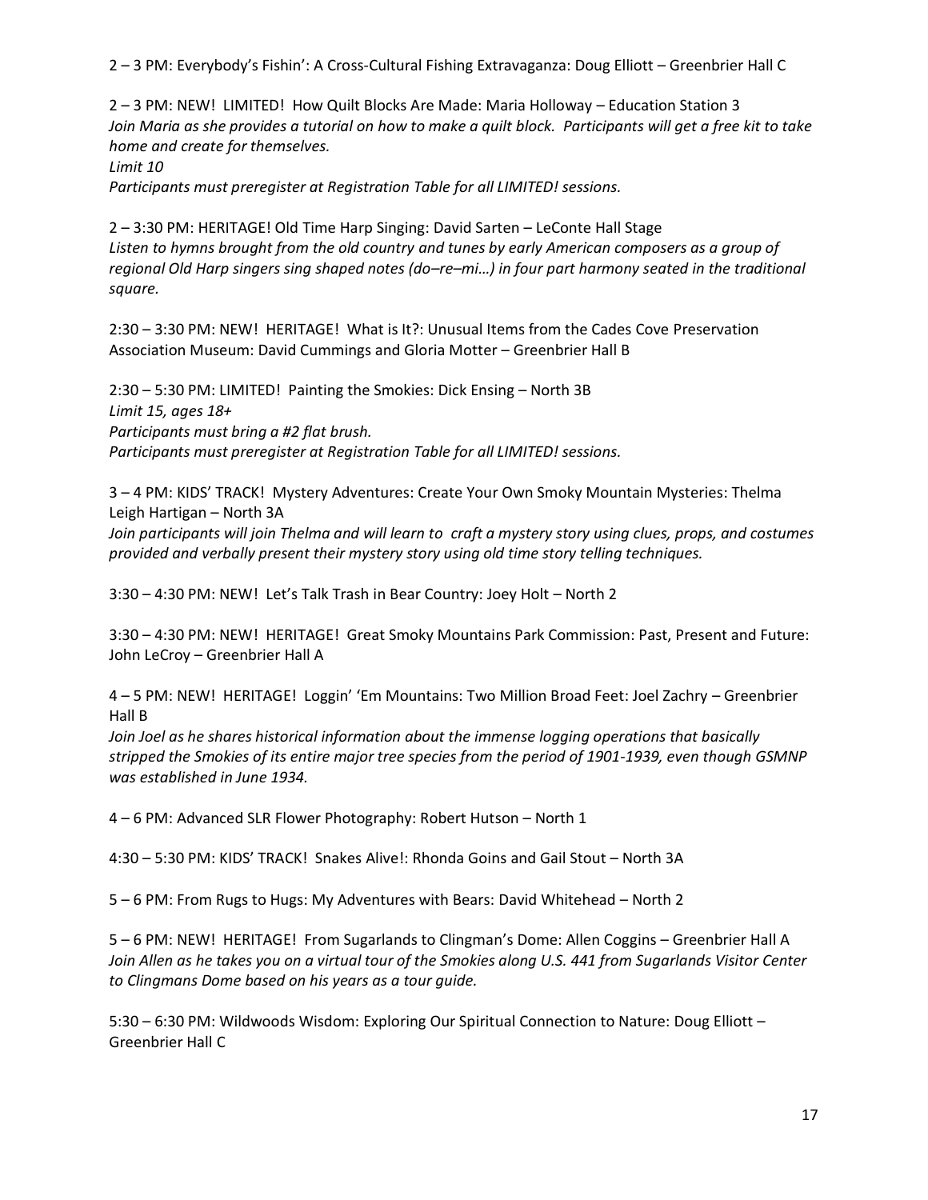2 – 3 PM: Everybody's Fishin': A Cross-Cultural Fishing Extravaganza: Doug Elliott – Greenbrier Hall C

2 – 3 PM: NEW! LIMITED! How Quilt Blocks Are Made: Maria Holloway – Education Station 3
*Join Maria as she provides a tutorial on how to make a quilt block. Participants will get a free kit to take home and create for themselves.*
*Limit 10*
*Participants must preregister at Registration Table for all LIMITED! sessions.*

2 – 3:30 PM: HERITAGE! Old Time Harp Singing: David Sarten – LeConte Hall Stage
*Listen to hymns brought from the old country and tunes by early American composers as a group of regional Old Harp singers sing shaped notes (do–re–mi…) in four part harmony seated in the traditional square.*

2:30 – 3:30 PM: NEW! HERITAGE! What is It?: Unusual Items from the Cades Cove Preservation Association Museum: David Cummings and Gloria Motter – Greenbrier Hall B

2:30 – 5:30 PM: LIMITED! Painting the Smokies: Dick Ensing – North 3B
*Limit 15, ages 18+*
*Participants must bring a #2 flat brush.*
*Participants must preregister at Registration Table for all LIMITED! sessions.*

3 – 4 PM: KIDS' TRACK! Mystery Adventures: Create Your Own Smoky Mountain Mysteries: Thelma Leigh Hartigan – North 3A
*Join participants will join Thelma and will learn to craft a mystery story using clues, props, and costumes provided and verbally present their mystery story using old time story telling techniques.*

3:30 – 4:30 PM: NEW! Let's Talk Trash in Bear Country: Joey Holt – North 2

3:30 – 4:30 PM: NEW! HERITAGE! Great Smoky Mountains Park Commission: Past, Present and Future: John LeCroy – Greenbrier Hall A

4 – 5 PM: NEW! HERITAGE! Loggin' 'Em Mountains: Two Million Broad Feet: Joel Zachry – Greenbrier Hall B
*Join Joel as he shares historical information about the immense logging operations that basically stripped the Smokies of its entire major tree species from the period of 1901-1939, even though GSMNP was established in June 1934.*

4 – 6 PM: Advanced SLR Flower Photography: Robert Hutson – North 1

4:30 – 5:30 PM: KIDS' TRACK! Snakes Alive!: Rhonda Goins and Gail Stout – North 3A

5 – 6 PM: From Rugs to Hugs: My Adventures with Bears: David Whitehead – North 2

5 – 6 PM: NEW! HERITAGE! From Sugarlands to Clingman's Dome: Allen Coggins – Greenbrier Hall A
*Join Allen as he takes you on a virtual tour of the Smokies along U.S. 441 from Sugarlands Visitor Center to Clingmans Dome based on his years as a tour guide.*

5:30 – 6:30 PM: Wildwoods Wisdom: Exploring Our Spiritual Connection to Nature: Doug Elliott – Greenbrier Hall C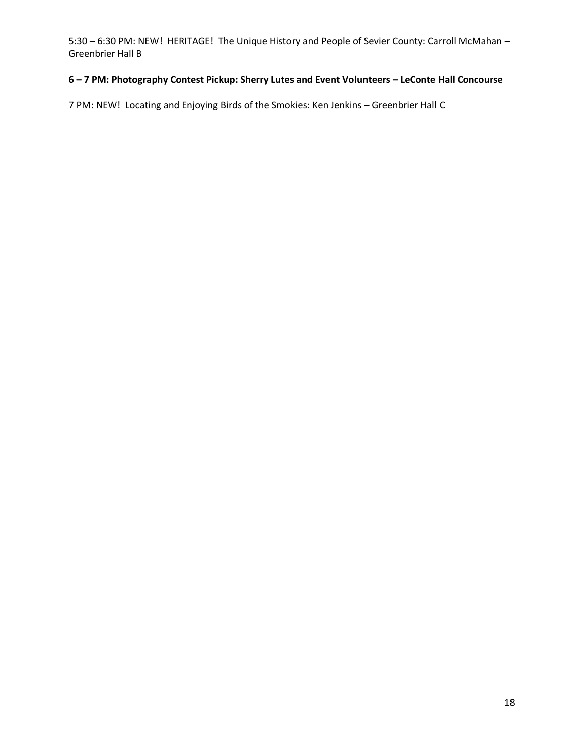5:30 – 6:30 PM: NEW! HERITAGE! The Unique History and People of Sevier County: Carroll McMahan – Greenbrier Hall B

**6 – 7 PM: Photography Contest Pickup: Sherry Lutes and Event Volunteers – LeConte Hall Concourse**

7 PM: NEW! Locating and Enjoying Birds of the Smokies: Ken Jenkins – Greenbrier Hall C